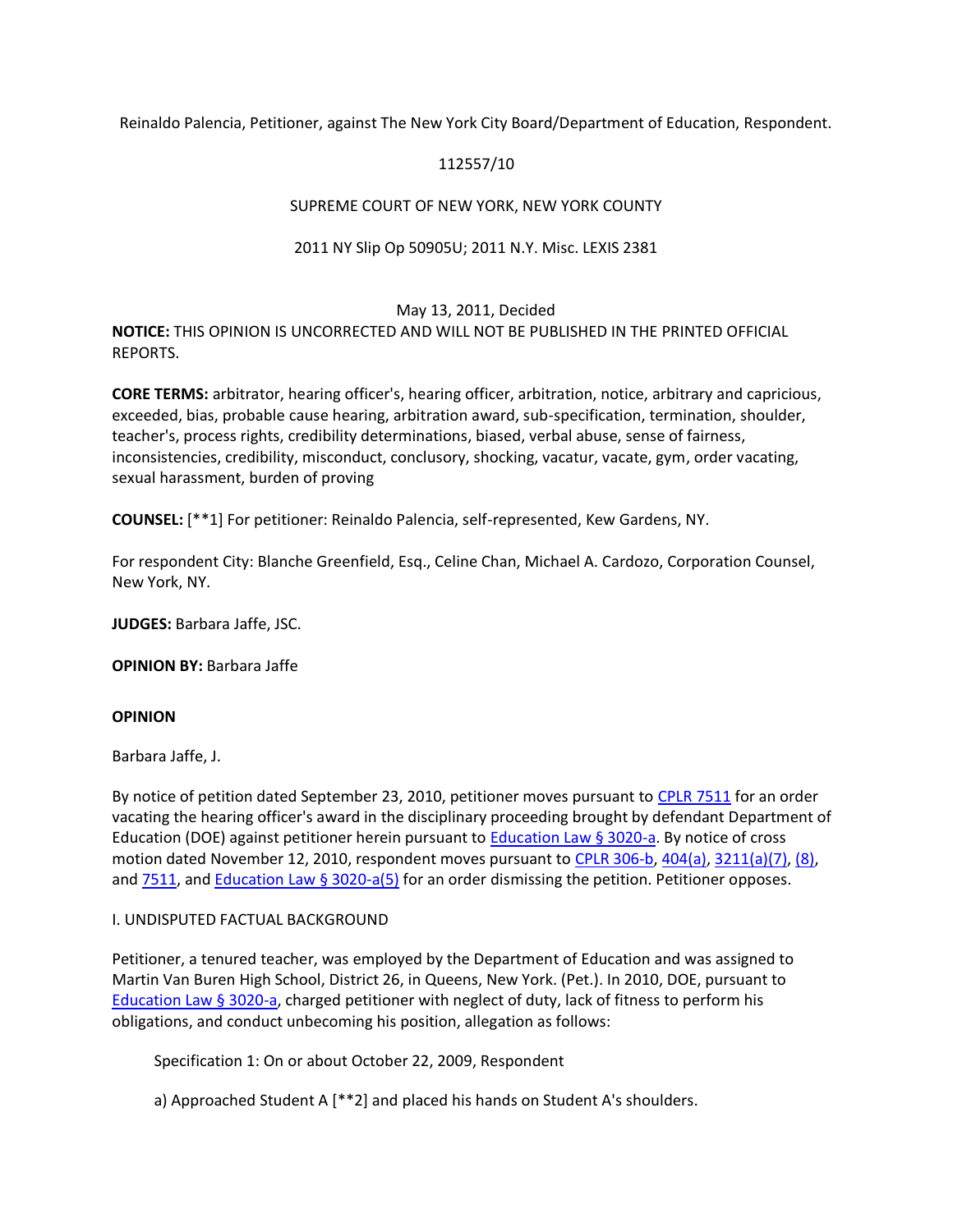Reinaldo Palencia, Petitioner, against The New York City Board/Department of Education, Respondent.

112557/10

SUPREME COURT OF NEW YORK, NEW YORK COUNTY

2011 NY Slip Op 50905U; 2011 N.Y. Misc. LEXIS 2381

May 13, 2011, Decided

**NOTICE:** THIS OPINION IS UNCORRECTED AND WILL NOT BE PUBLISHED IN THE PRINTED OFFICIAL REPORTS.

**CORE TERMS:** arbitrator, hearing officer's, hearing officer, arbitration, notice, arbitrary and capricious, exceeded, bias, probable cause hearing, arbitration award, sub-specification, termination, shoulder, teacher's, process rights, credibility determinations, biased, verbal abuse, sense of fairness, inconsistencies, credibility, misconduct, conclusory, shocking, vacatur, vacate, gym, order vacating, sexual harassment, burden of proving

**COUNSEL:** [**1] For petitioner: Reinaldo Palencia, self-represented, Kew Gardens, NY.

For respondent City: Blanche Greenfield, Esq., Celine Chan, Michael A. Cardozo, Corporation Counsel, New York, NY.

**JUDGES:** Barbara Jaffe, JSC.

**OPINION BY:** Barbara Jaffe

**OPINION**

Barbara Jaffe, J.

By notice of petition dated September 23, 2010, petitioner moves pursuant to CPLR 7511 for an order vacating the hearing officer's award in the disciplinary proceeding brought by defendant Department of Education (DOE) against petitioner herein pursuant to Education Law § 3020-a. By notice of cross motion dated November 12, 2010, respondent moves pursuant to CPLR 306-b, 404(a), 3211(a)(7), (8), and 7511, and Education Law § 3020-a(5) for an order dismissing the petition. Petitioner opposes.

I. UNDISPUTED FACTUAL BACKGROUND

Petitioner, a tenured teacher, was employed by the Department of Education and was assigned to Martin Van Buren High School, District 26, in Queens, New York. (Pet.). In 2010, DOE, pursuant to Education Law § 3020-a, charged petitioner with neglect of duty, lack of fitness to perform his obligations, and conduct unbecoming his position, allegation as follows:

> Specification 1: On or about October 22, 2009, Respondent
>
> a) Approached Student A [**2] and placed his hands on Student A's shoulders.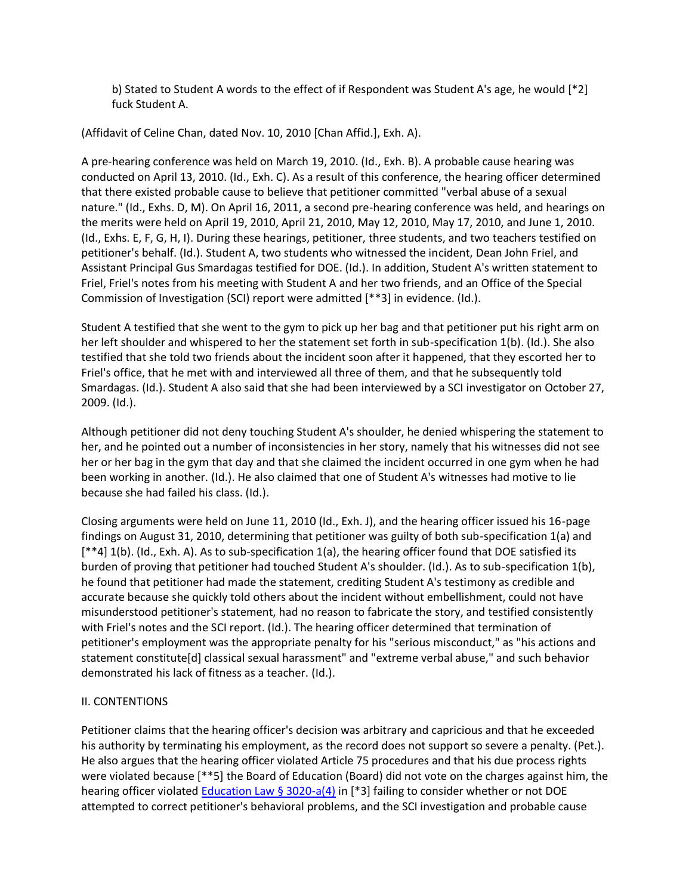b) Stated to Student A words to the effect of if Respondent was Student A's age, he would [*2] fuck Student A.

(Affidavit of Celine Chan, dated Nov. 10, 2010 [Chan Affid.], Exh. A).

A pre-hearing conference was held on March 19, 2010. (Id., Exh. B). A probable cause hearing was conducted on April 13, 2010. (Id., Exh. C). As a result of this conference, the hearing officer determined that there existed probable cause to believe that petitioner committed "verbal abuse of a sexual nature." (Id., Exhs. D, M). On April 16, 2011, a second pre-hearing conference was held, and hearings on the merits were held on April 19, 2010, April 21, 2010, May 12, 2010, May 17, 2010, and June 1, 2010. (Id., Exhs. E, F, G, H, I). During these hearings, petitioner, three students, and two teachers testified on petitioner's behalf. (Id.). Student A, two students who witnessed the incident, Dean John Friel, and Assistant Principal Gus Smardagas testified for DOE. (Id.). In addition, Student A's written statement to Friel, Friel's notes from his meeting with Student A and her two friends, and an Office of the Special Commission of Investigation (SCI) report were admitted [**3] in evidence. (Id.).

Student A testified that she went to the gym to pick up her bag and that petitioner put his right arm on her left shoulder and whispered to her the statement set forth in sub-specification 1(b). (Id.). She also testified that she told two friends about the incident soon after it happened, that they escorted her to Friel's office, that he met with and interviewed all three of them, and that he subsequently told Smardagas. (Id.). Student A also said that she had been interviewed by a SCI investigator on October 27, 2009. (Id.).

Although petitioner did not deny touching Student A's shoulder, he denied whispering the statement to her, and he pointed out a number of inconsistencies in her story, namely that his witnesses did not see her or her bag in the gym that day and that she claimed the incident occurred in one gym when he had been working in another. (Id.). He also claimed that one of Student A's witnesses had motive to lie because she had failed his class. (Id.).

Closing arguments were held on June 11, 2010 (Id., Exh. J), and the hearing officer issued his 16-page findings on August 31, 2010, determining that petitioner was guilty of both sub-specification 1(a) and [**4] 1(b). (Id., Exh. A). As to sub-specification 1(a), the hearing officer found that DOE satisfied its burden of proving that petitioner had touched Student A's shoulder. (Id.). As to sub-specification 1(b), he found that petitioner had made the statement, crediting Student A's testimony as credible and accurate because she quickly told others about the incident without embellishment, could not have misunderstood petitioner's statement, had no reason to fabricate the story, and testified consistently with Friel's notes and the SCI report. (Id.). The hearing officer determined that termination of petitioner's employment was the appropriate penalty for his "serious misconduct," as "his actions and statement constitute[d] classical sexual harassment" and "extreme verbal abuse," and such behavior demonstrated his lack of fitness as a teacher. (Id.).

## II. CONTENTIONS

Petitioner claims that the hearing officer's decision was arbitrary and capricious and that he exceeded his authority by terminating his employment, as the record does not support so severe a penalty. (Pet.). He also argues that the hearing officer violated Article 75 procedures and that his due process rights were violated because [**5] the Board of Education (Board) did not vote on the charges against him, the hearing officer violated Education Law § 3020-a(4) in [*3] failing to consider whether or not DOE attempted to correct petitioner's behavioral problems, and the SCI investigation and probable cause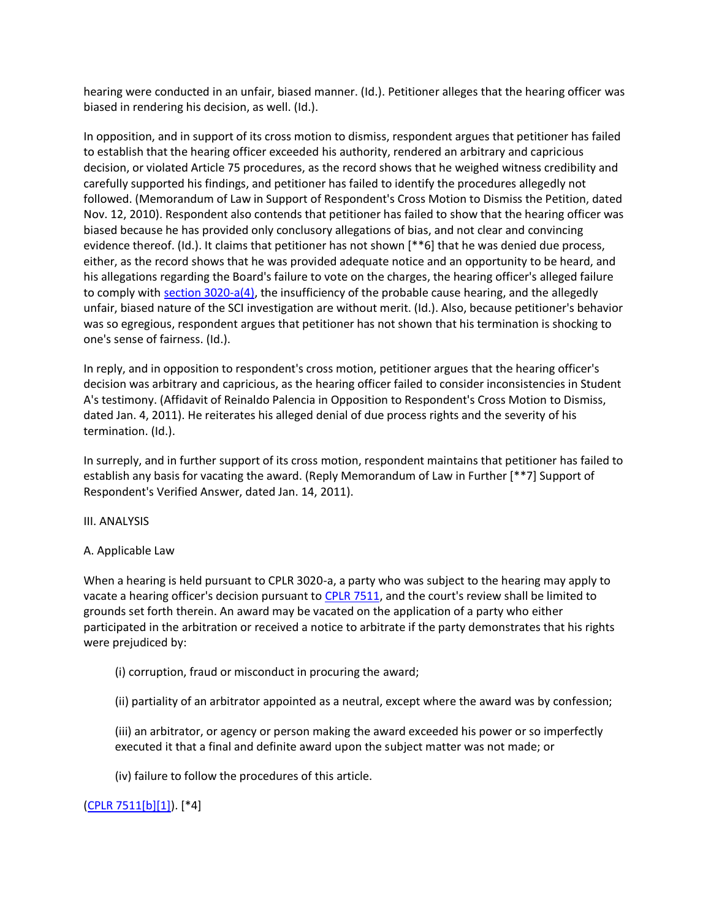hearing were conducted in an unfair, biased manner. (Id.). Petitioner alleges that the hearing officer was biased in rendering his decision, as well. (Id.).

In opposition, and in support of its cross motion to dismiss, respondent argues that petitioner has failed to establish that the hearing officer exceeded his authority, rendered an arbitrary and capricious decision, or violated Article 75 procedures, as the record shows that he weighed witness credibility and carefully supported his findings, and petitioner has failed to identify the procedures allegedly not followed. (Memorandum of Law in Support of Respondent's Cross Motion to Dismiss the Petition, dated Nov. 12, 2010). Respondent also contends that petitioner has failed to show that the hearing officer was biased because he has provided only conclusory allegations of bias, and not clear and convincing evidence thereof. (Id.). It claims that petitioner has not shown [**6] that he was denied due process, either, as the record shows that he was provided adequate notice and an opportunity to be heard, and his allegations regarding the Board's failure to vote on the charges, the hearing officer's alleged failure to comply with section 3020-a(4), the insufficiency of the probable cause hearing, and the allegedly unfair, biased nature of the SCI investigation are without merit. (Id.). Also, because petitioner's behavior was so egregious, respondent argues that petitioner has not shown that his termination is shocking to one's sense of fairness. (Id.).

In reply, and in opposition to respondent's cross motion, petitioner argues that the hearing officer's decision was arbitrary and capricious, as the hearing officer failed to consider inconsistencies in Student A's testimony. (Affidavit of Reinaldo Palencia in Opposition to Respondent's Cross Motion to Dismiss, dated Jan. 4, 2011). He reiterates his alleged denial of due process rights and the severity of his termination. (Id.).

In surreply, and in further support of its cross motion, respondent maintains that petitioner has failed to establish any basis for vacating the award. (Reply Memorandum of Law in Further [**7] Support of Respondent's Verified Answer, dated Jan. 14, 2011).

III. ANALYSIS

A. Applicable Law

When a hearing is held pursuant to CPLR 3020-a, a party who was subject to the hearing may apply to vacate a hearing officer's decision pursuant to CPLR 7511, and the court's review shall be limited to grounds set forth therein. An award may be vacated on the application of a party who either participated in the arbitration or received a notice to arbitrate if the party demonstrates that his rights were prejudiced by:

> (i) corruption, fraud or misconduct in procuring the award;
>
> (ii) partiality of an arbitrator appointed as a neutral, except where the award was by confession;
>
> (iii) an arbitrator, or agency or person making the award exceeded his power or so imperfectly executed it that a final and definite award upon the subject matter was not made; or
>
> (iv) failure to follow the procedures of this article.

(CPLR 7511[b][1]). [*4]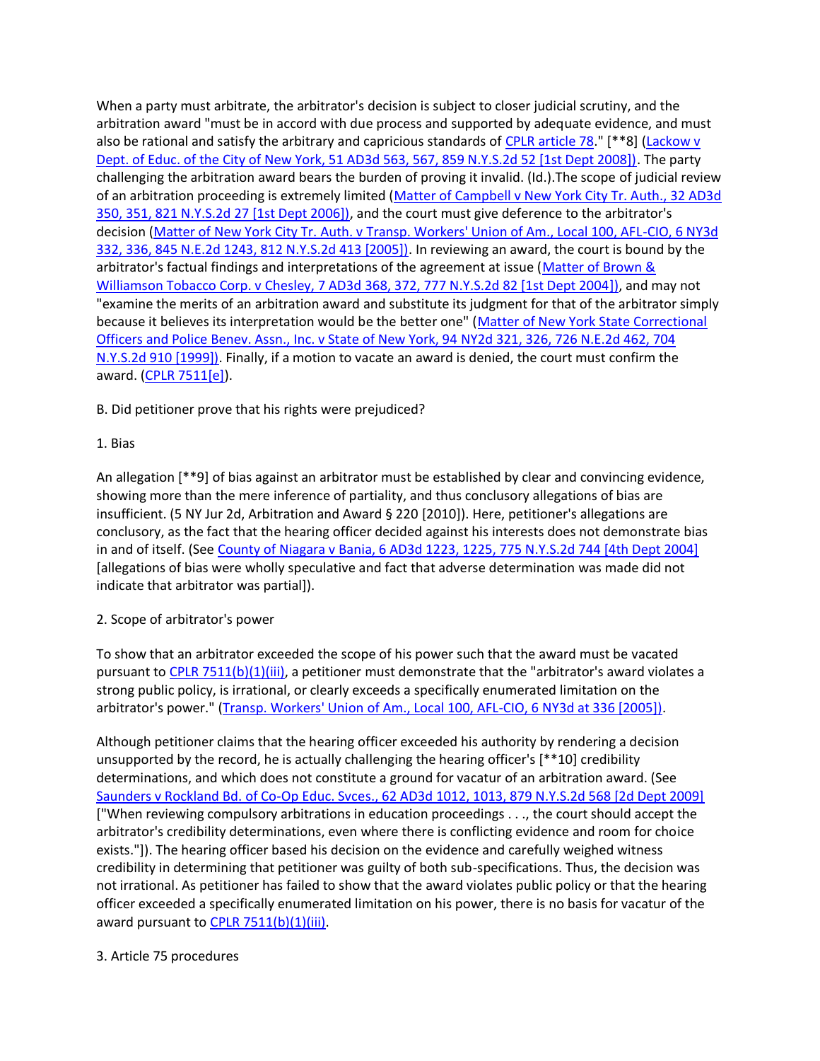When a party must arbitrate, the arbitrator's decision is subject to closer judicial scrutiny, and the arbitration award "must be in accord with due process and supported by adequate evidence, and must also be rational and satisfy the arbitrary and capricious standards of CPLR article 78." [**8] (Lackow v Dept. of Educ. of the City of New York, 51 AD3d 563, 567, 859 N.Y.S.2d 52 [1st Dept 2008]). The party challenging the arbitration award bears the burden of proving it invalid. (Id.).The scope of judicial review of an arbitration proceeding is extremely limited (Matter of Campbell v New York City Tr. Auth., 32 AD3d 350, 351, 821 N.Y.S.2d 27 [1st Dept 2006]), and the court must give deference to the arbitrator's decision (Matter of New York City Tr. Auth. v Transp. Workers' Union of Am., Local 100, AFL-CIO, 6 NY3d 332, 336, 845 N.E.2d 1243, 812 N.Y.S.2d 413 [2005]). In reviewing an award, the court is bound by the arbitrator's factual findings and interpretations of the agreement at issue (Matter of Brown & Williamson Tobacco Corp. v Chesley, 7 AD3d 368, 372, 777 N.Y.S.2d 82 [1st Dept 2004]), and may not "examine the merits of an arbitration award and substitute its judgment for that of the arbitrator simply because it believes its interpretation would be the better one" (Matter of New York State Correctional Officers and Police Benev. Assn., Inc. v State of New York, 94 NY2d 321, 326, 726 N.E.2d 462, 704 N.Y.S.2d 910 [1999]). Finally, if a motion to vacate an award is denied, the court must confirm the award. (CPLR 7511[e]).

B. Did petitioner prove that his rights were prejudiced?

1. Bias

An allegation [**9] of bias against an arbitrator must be established by clear and convincing evidence, showing more than the mere inference of partiality, and thus conclusory allegations of bias are insufficient. (5 NY Jur 2d, Arbitration and Award § 220 [2010]). Here, petitioner's allegations are conclusory, as the fact that the hearing officer decided against his interests does not demonstrate bias in and of itself. (See County of Niagara v Bania, 6 AD3d 1223, 1225, 775 N.Y.S.2d 744 [4th Dept 2004] [allegations of bias were wholly speculative and fact that adverse determination was made did not indicate that arbitrator was partial]).

2. Scope of arbitrator's power

To show that an arbitrator exceeded the scope of his power such that the award must be vacated pursuant to CPLR 7511(b)(1)(iii), a petitioner must demonstrate that the "arbitrator's award violates a strong public policy, is irrational, or clearly exceeds a specifically enumerated limitation on the arbitrator's power." (Transp. Workers' Union of Am., Local 100, AFL-CIO, 6 NY3d at 336 [2005]).

Although petitioner claims that the hearing officer exceeded his authority by rendering a decision unsupported by the record, he is actually challenging the hearing officer's [**10] credibility determinations, and which does not constitute a ground for vacatur of an arbitration award. (See Saunders v Rockland Bd. of Co-Op Educ. Svces., 62 AD3d 1012, 1013, 879 N.Y.S.2d 568 [2d Dept 2009] ["When reviewing compulsory arbitrations in education proceedings . . ., the court should accept the arbitrator's credibility determinations, even where there is conflicting evidence and room for choice exists."]). The hearing officer based his decision on the evidence and carefully weighed witness credibility in determining that petitioner was guilty of both sub-specifications. Thus, the decision was not irrational. As petitioner has failed to show that the award violates public policy or that the hearing officer exceeded a specifically enumerated limitation on his power, there is no basis for vacatur of the award pursuant to CPLR 7511(b)(1)(iii).

3. Article 75 procedures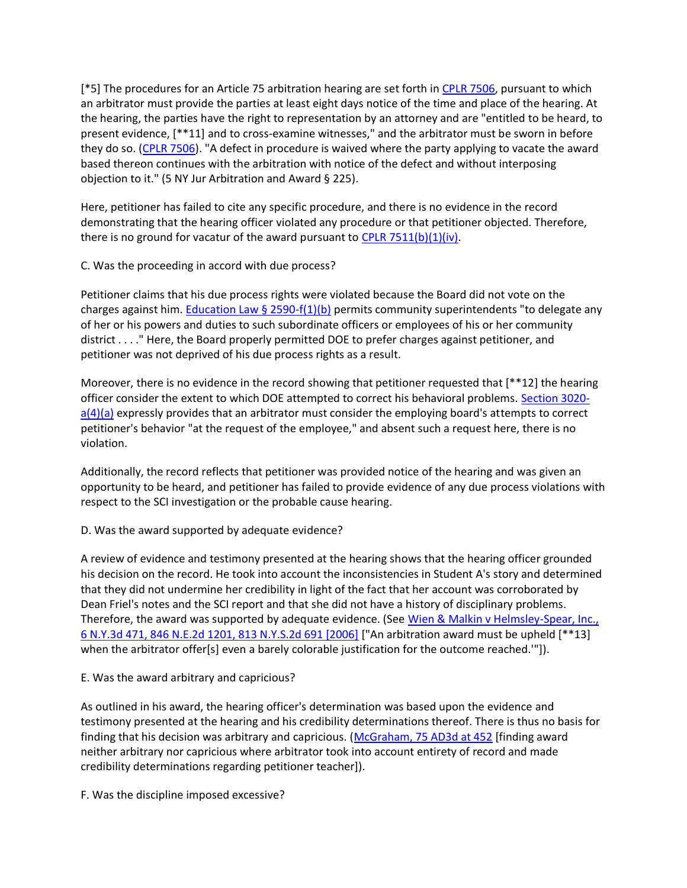[*5] The procedures for an Article 75 arbitration hearing are set forth in CPLR 7506, pursuant to which an arbitrator must provide the parties at least eight days notice of the time and place of the hearing. At the hearing, the parties have the right to representation by an attorney and are "entitled to be heard, to present evidence, [**11] and to cross-examine witnesses," and the arbitrator must be sworn in before they do so. (CPLR 7506). "A defect in procedure is waived where the party applying to vacate the award based thereon continues with the arbitration with notice of the defect and without interposing objection to it." (5 NY Jur Arbitration and Award § 225).

Here, petitioner has failed to cite any specific procedure, and there is no evidence in the record demonstrating that the hearing officer violated any procedure or that petitioner objected. Therefore, there is no ground for vacatur of the award pursuant to CPLR 7511(b)(1)(iv).

C. Was the proceeding in accord with due process?

Petitioner claims that his due process rights were violated because the Board did not vote on the charges against him. Education Law § 2590-f(1)(b) permits community superintendents "to delegate any of her or his powers and duties to such subordinate officers or employees of his or her community district . . . ." Here, the Board properly permitted DOE to prefer charges against petitioner, and petitioner was not deprived of his due process rights as a result.

Moreover, there is no evidence in the record showing that petitioner requested that [**12] the hearing officer consider the extent to which DOE attempted to correct his behavioral problems. Section 3020-a(4)(a) expressly provides that an arbitrator must consider the employing board's attempts to correct petitioner's behavior "at the request of the employee," and absent such a request here, there is no violation.

Additionally, the record reflects that petitioner was provided notice of the hearing and was given an opportunity to be heard, and petitioner has failed to provide evidence of any due process violations with respect to the SCI investigation or the probable cause hearing.

D. Was the award supported by adequate evidence?

A review of evidence and testimony presented at the hearing shows that the hearing officer grounded his decision on the record. He took into account the inconsistencies in Student A's story and determined that they did not undermine her credibility in light of the fact that her account was corroborated by Dean Friel's notes and the SCI report and that she did not have a history of disciplinary problems. Therefore, the award was supported by adequate evidence. (See Wien & Malkin v Helmsley-Spear, Inc., 6 N.Y.3d 471, 846 N.E.2d 1201, 813 N.Y.S.2d 691 [2006] ["An arbitration award must be upheld [**13] when the arbitrator offer[s] even a barely colorable justification for the outcome reached.'"]).

E. Was the award arbitrary and capricious?

As outlined in his award, the hearing officer's determination was based upon the evidence and testimony presented at the hearing and his credibility determinations thereof. There is thus no basis for finding that his decision was arbitrary and capricious. (McGraham, 75 AD3d at 452 [finding award neither arbitrary nor capricious where arbitrator took into account entirety of record and made credibility determinations regarding petitioner teacher]).

F. Was the discipline imposed excessive?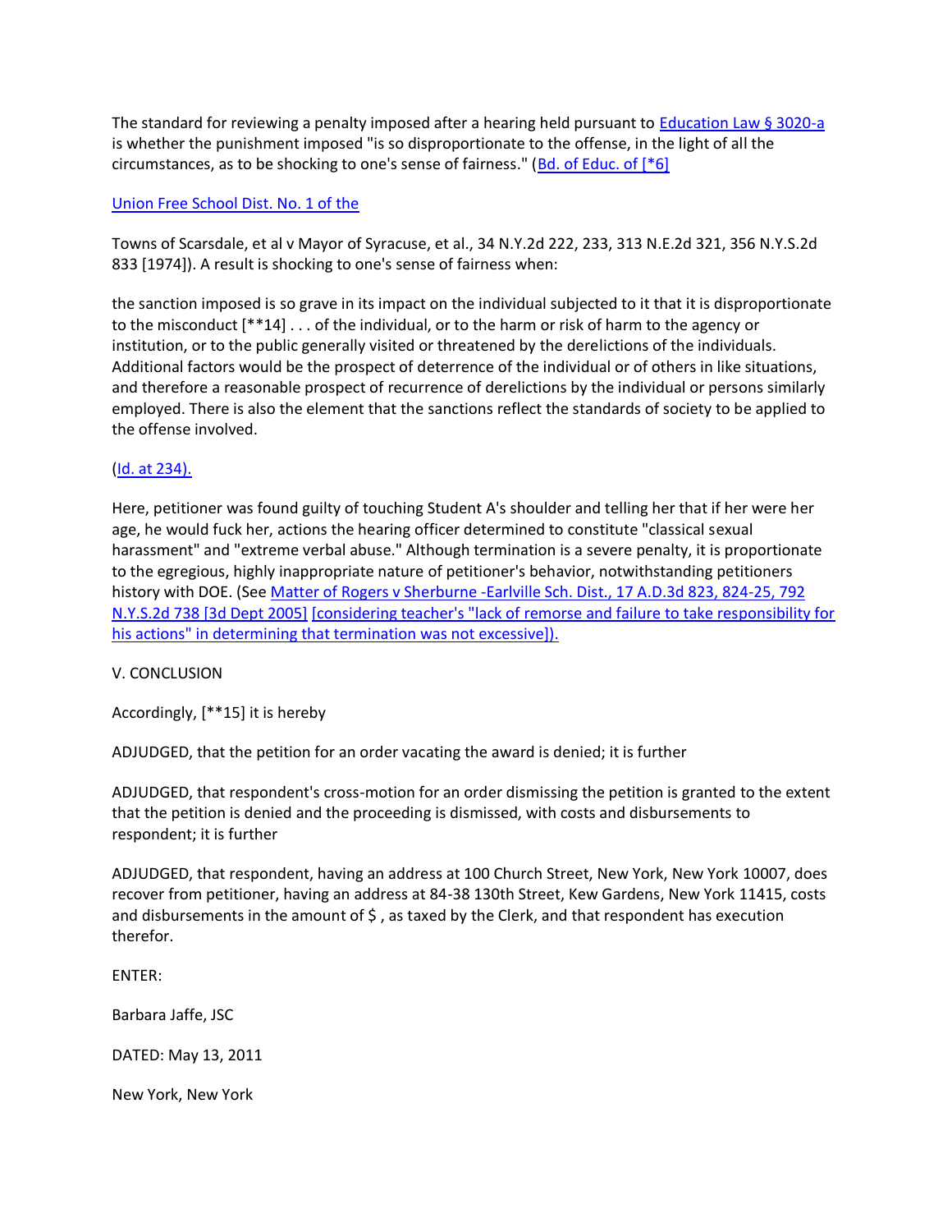The standard for reviewing a penalty imposed after a hearing held pursuant to Education Law § 3020-a is whether the punishment imposed "is so disproportionate to the offense, in the light of all the circumstances, as to be shocking to one's sense of fairness." (Bd. of Educ. of [*6]

Union Free School Dist. No. 1 of the

Towns of Scarsdale, et al v Mayor of Syracuse, et al., 34 N.Y.2d 222, 233, 313 N.E.2d 321, 356 N.Y.S.2d 833 [1974]). A result is shocking to one's sense of fairness when:

the sanction imposed is so grave in its impact on the individual subjected to it that it is disproportionate to the misconduct [**14] . . . of the individual, or to the harm or risk of harm to the agency or institution, or to the public generally visited or threatened by the derelictions of the individuals. Additional factors would be the prospect of deterrence of the individual or of others in like situations, and therefore a reasonable prospect of recurrence of derelictions by the individual or persons similarly employed. There is also the element that the sanctions reflect the standards of society to be applied to the offense involved.

(Id. at 234).

Here, petitioner was found guilty of touching Student A's shoulder and telling her that if her were her age, he would fuck her, actions the hearing officer determined to constitute "classical sexual harassment" and "extreme verbal abuse." Although termination is a severe penalty, it is proportionate to the egregious, highly inappropriate nature of petitioner's behavior, notwithstanding petitioners history with DOE. (See Matter of Rogers v Sherburne -Earlville Sch. Dist., 17 A.D.3d 823, 824-25, 792 N.Y.S.2d 738 [3d Dept 2005] [considering teacher's "lack of remorse and failure to take responsibility for his actions" in determining that termination was not excessive]).

V. CONCLUSION

Accordingly, [**15] it is hereby

ADJUDGED, that the petition for an order vacating the award is denied; it is further

ADJUDGED, that respondent's cross-motion for an order dismissing the petition is granted to the extent that the petition is denied and the proceeding is dismissed, with costs and disbursements to respondent; it is further

ADJUDGED, that respondent, having an address at 100 Church Street, New York, New York 10007, does recover from petitioner, having an address at 84-38 130th Street, Kew Gardens, New York 11415, costs and disbursements in the amount of $ , as taxed by the Clerk, and that respondent has execution therefor.

ENTER:

Barbara Jaffe, JSC

DATED: May 13, 2011

New York, New York